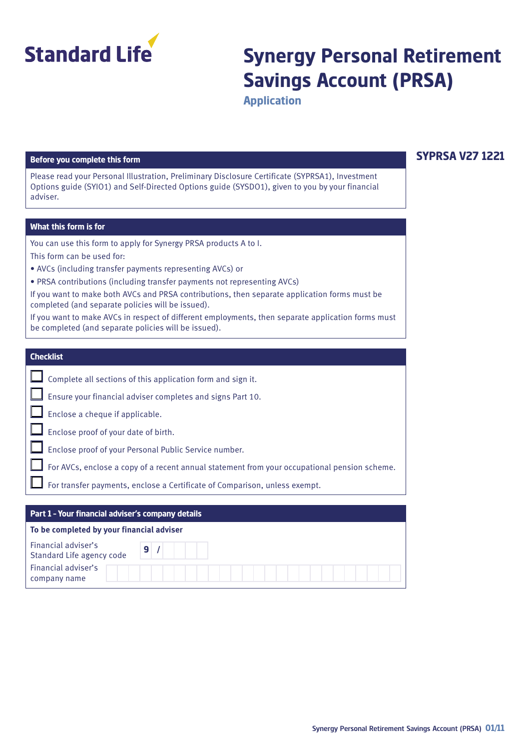Standard Life

# Synergy Personal Retirement Savings Account (PRSA)

## Application

**SYPRSA V27 1221**

### Before you complete this form

Please read your Personal Illustration, Preliminary Disclosure Certificate (SYPRSA1), Investment Options guide (SYIO1) and Self-Directed Options guide (SYSDO1), given to you by your financial adviser.

### What this form is for

You can use this form to apply for Synergy PRSA products A to I.

This form can be used for:

- AVCs (including transfer payments representing AVCs) or
- PRSA contributions (including transfer payments not representing AVCs)

If you want to make both AVCs and PRSA contributions, then separate application forms must be completed (and separate policies will be issued).

If you want to make AVCs in respect of different employments, then separate application forms must be completed (and separate policies will be issued).

### Checklist

- ☐ Complete all sections of this application form and sign it.
- ☐ Ensure your financial adviser completes and signs Part 10.
- ☐ Enclose a cheque if applicable.
- ☐ Enclose proof of your date of birth.
- ☐ Enclose proof of your Personal Public Service number.
- ☐ For AVCs, enclose a copy of a recent annual statement from your occupational pension scheme.
- ☐ For transfer payments, enclose a Certificate of Comparison, unless exempt.

### Part 1 – Your financial adviser's company details

**To be completed by your financial adviser**

| | |
|---|---|
| Financial adviser's Standard Life agency code | 9 / |
| Financial adviser's company name | |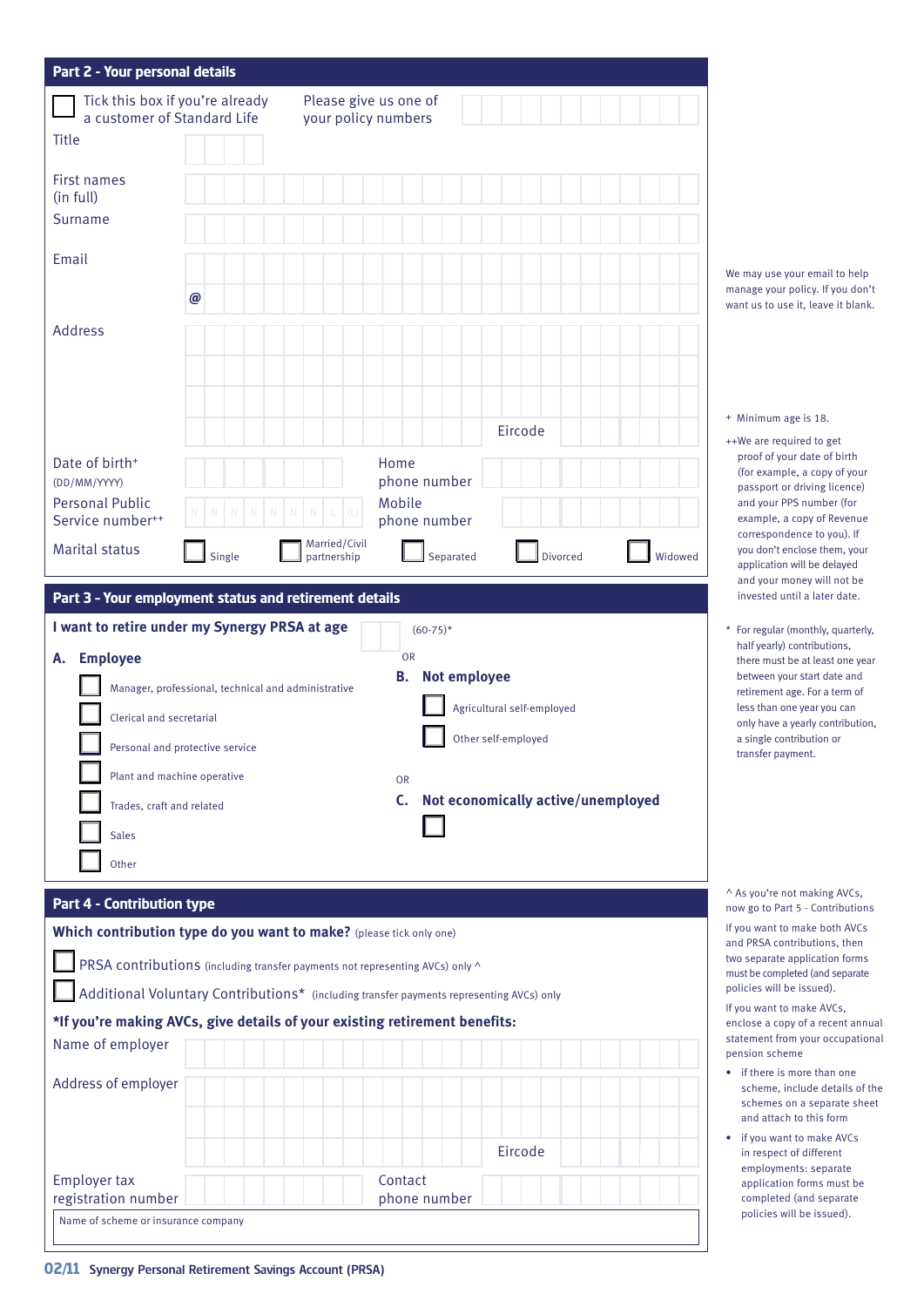## Part 2 - Your personal details

☐ Tick this box if you're already a customer of Standard Life

Please give us one of your policy numbers

Title

First names (in full)

Surname

Email

@

We may use your email to help manage your policy. If you don't want us to use it, leave it blank.

Address

Eircode

Date of birth+ (DD/MM/YYYY)

Home phone number

Personal Public Service number++

N N N N N N N L (L)

Mobile phone number

Marital status

☐ Single ☐ Married/Civil partnership ☐ Separated ☐ Divorced ☐ Widowed

+ Minimum age is 18.

++We are required to get proof of your date of birth (for example, a copy of your passport or driving licence) and your PPS number (for example, a copy of Revenue correspondence to you). If you don't enclose them, your application will be delayed and your money will not be invested until a later date.

## Part 3 - Your employment status and retirement details

**I want to retire under my Synergy PRSA at age** (60-75)*

**A. Employee**

☐ Manager, professional, technical and administrative

☐ Clerical and secretarial

☐ Personal and protective service

☐ Plant and machine operative

☐ Trades, craft and related

☐ Sales

☐ Other

OR

**B. Not employee**

☐ Agricultural self-employed

☐ Other self-employed

OR

**C. Not economically active/unemployed**

☐

\* For regular (monthly, quarterly, half yearly) contributions, there must be at least one year between your start date and retirement age. For a term of less than one year you can only have a yearly contribution, a single contribution or transfer payment.

## Part 4 - Contribution type

**Which contribution type do you want to make?** (please tick only one)

☐ PRSA contributions (including transfer payments not representing AVCs) only ^

☐ Additional Voluntary Contributions* (including transfer payments representing AVCs) only

**\*If you're making AVCs, give details of your existing retirement benefits:**

Name of employer

Address of employer

Eircode

Employer tax registration number

Contact phone number

Name of scheme or insurance company

^ As you're not making AVCs, now go to Part 5 - Contributions

If you want to make both AVCs and PRSA contributions, then two separate application forms must be completed (and separate policies will be issued).

If you want to make AVCs, enclose a copy of a recent annual statement from your occupational pension scheme

- if there is more than one scheme, include details of the schemes on a separate sheet and attach to this form
- if you want to make AVCs in respect of different employments: separate application forms must be completed (and separate policies will be issued).

Synergy Personal Retirement Savings Account (PRSA)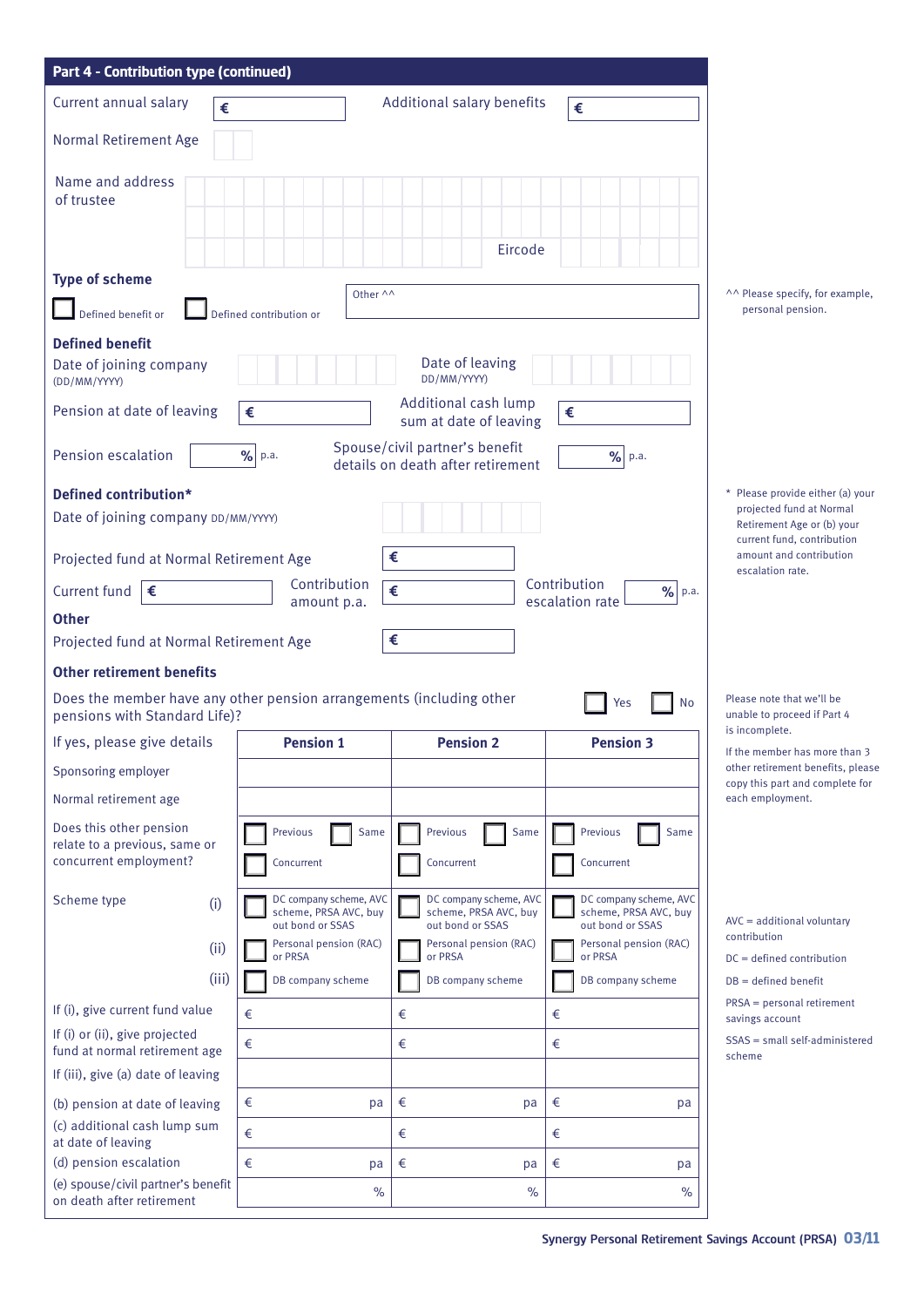## Part 4 - Contribution type (continued)

Current annual salary € ______  Additional salary benefits € ______

Normal Retirement Age ______

Name and address of trustee ______

Eircode ______

### Type of scheme

☐ Defined benefit or ☐ Defined contribution or  Other ^^ ______

^^ Please specify, for example, personal pension.

### Defined benefit

Date of joining company (DD/MM/YYYY) ______  Date of leaving DD/MM/YYYY ______

Pension at date of leaving € ______  Additional cash lump sum at date of leaving € ______

Pension escalation ______ % p.a.  Spouse/civil partner's benefit details on death after retirement ______ % p.a.

### Defined contribution*

Date of joining company DD/MM/YYYY ______

Projected fund at Normal Retirement Age € ______

Current fund € ______  Contribution amount p.a. € ______  Contribution escalation rate ______ % p.a.

\* Please provide either (a) your projected fund at Normal Retirement Age or (b) your current fund, contribution amount and contribution escalation rate.

### Other

Projected fund at Normal Retirement Age € ______

### Other retirement benefits

Does the member have any other pension arrangements (including other pensions with Standard Life)? ☐ Yes ☐ No

Please note that we'll be unable to proceed if Part 4 is incomplete.

If the member has more than 3 other retirement benefits, please copy this part and complete for each employment.

| If yes, please give details | Pension 1 | Pension 2 | Pension 3 |
|---|---|---|---|
| Sponsoring employer | | | |
| Normal retirement age | | | |
| Does this other pension relate to a previous, same or concurrent employment? | ☐ Previous ☐ Same ☐ Concurrent | ☐ Previous ☐ Same ☐ Concurrent | ☐ Previous ☐ Same ☐ Concurrent |
| Scheme type (i) | ☐ DC company scheme, AVC scheme, PRSA AVC, buy out bond or SSAS | ☐ DC company scheme, AVC scheme, PRSA AVC, buy out bond or SSAS | ☐ DC company scheme, AVC scheme, PRSA AVC, buy out bond or SSAS |
| (ii) | ☐ Personal pension (RAC) or PRSA | ☐ Personal pension (RAC) or PRSA | ☐ Personal pension (RAC) or PRSA |
| (iii) | ☐ DB company scheme | ☐ DB company scheme | ☐ DB company scheme |
| If (i), give current fund value | € | € | € |
| If (i) or (ii), give projected fund at normal retirement age | € | € | € |
| If (iii), give (a) date of leaving | | | |
| (b) pension at date of leaving | € pa | € pa | € pa |
| (c) additional cash lump sum at date of leaving | € | € | € |
| (d) pension escalation | € pa | € pa | € pa |
| (e) spouse/civil partner's benefit on death after retirement | % | % | % |

AVC = additional voluntary contribution

DC = defined contribution

DB = defined benefit

PRSA = personal retirement savings account

SSAS = small self-administered scheme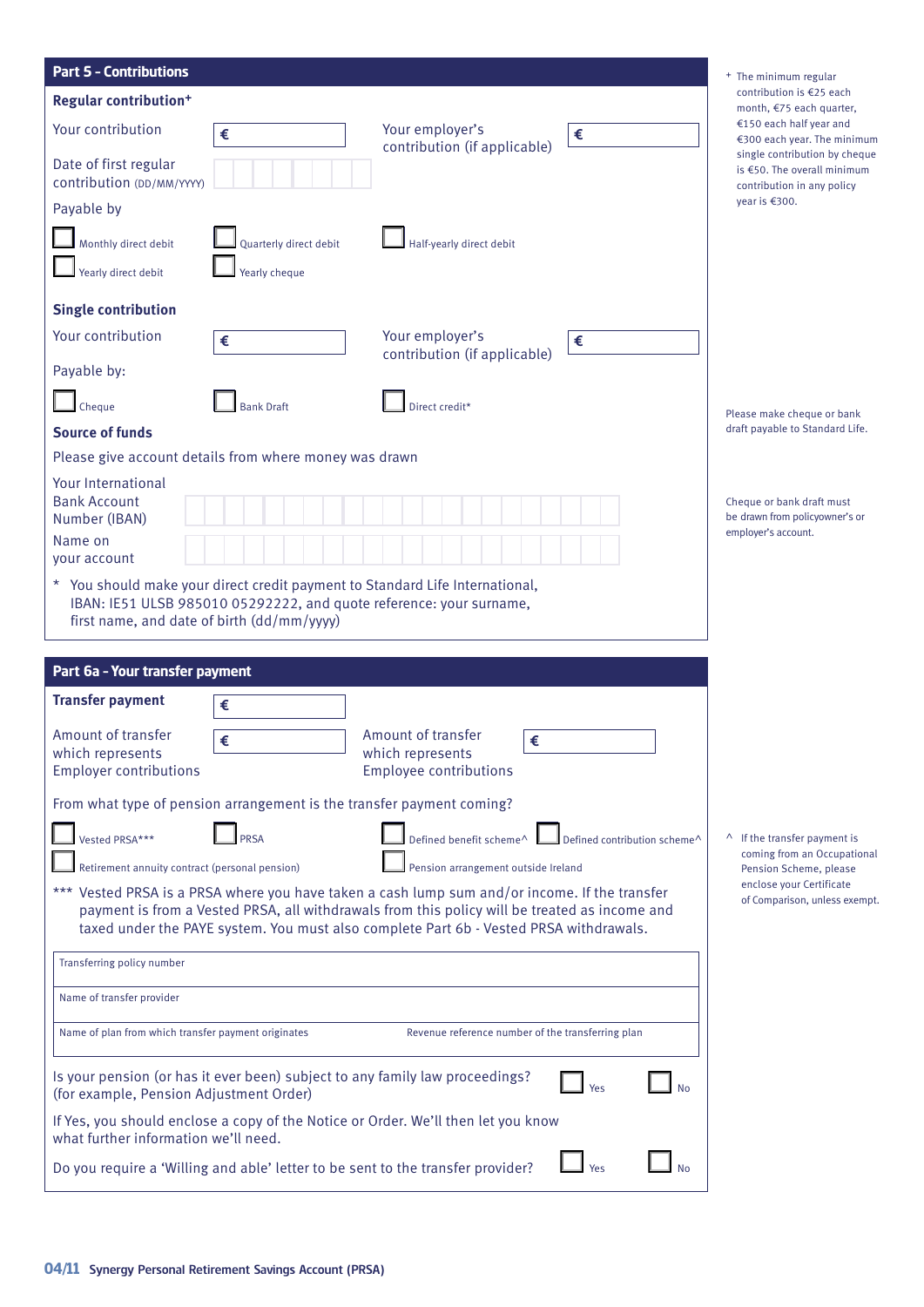## Part 5 - Contributions

**Regular contribution+**

Your contribution €

Your employer's contribution (if applicable) €

Date of first regular contribution (DD/MM/YYYY)

Payable by

- ☐ Monthly direct debit
- ☐ Quarterly direct debit
- ☐ Half-yearly direct debit
- ☐ Yearly direct debit
- ☐ Yearly cheque

+ The minimum regular contribution is €25 each month, €75 each quarter, €150 each half year and €300 each year. The minimum single contribution by cheque is €50. The overall minimum contribution in any policy year is €300.

**Single contribution**

Your contribution €

Your employer's contribution (if applicable) €

Payable by:

- ☐ Cheque
- ☐ Bank Draft
- ☐ Direct credit*

Please make cheque or bank draft payable to Standard Life.

**Source of funds**

Please give account details from where money was drawn

Your International Bank Account Number (IBAN)

Name on your account

Cheque or bank draft must be drawn from policyowner's or employer's account.

\* You should make your direct credit payment to Standard Life International, IBAN: IE51 ULSB 985010 05292222, and quote reference: your surname, first name, and date of birth (dd/mm/yyyy)

## Part 6a - Your transfer payment

**Transfer payment** €

Amount of transfer which represents Employer contributions €

Amount of transfer which represents Employee contributions €

From what type of pension arrangement is the transfer payment coming?

- ☐ Vested PRSA***
- ☐ PRSA
- ☐ Defined benefit scheme^
- ☐ Defined contribution scheme^
- ☐ Retirement annuity contract (personal pension)
- ☐ Pension arrangement outside Ireland

^ If the transfer payment is coming from an Occupational Pension Scheme, please enclose your Certificate of Comparison, unless exempt.

\*** Vested PRSA is a PRSA where you have taken a cash lump sum and/or income. If the transfer payment is from a Vested PRSA, all withdrawals from this policy will be treated as income and taxed under the PAYE system. You must also complete Part 6b - Vested PRSA withdrawals.

Transferring policy number

Name of transfer provider

Name of plan from which transfer payment originates

Revenue reference number of the transferring plan

Is your pension (or has it ever been) subject to any family law proceedings? (for example, Pension Adjustment Order) ☐ Yes ☐ No

If Yes, you should enclose a copy of the Notice or Order. We'll then let you know what further information we'll need.

Do you require a 'Willing and able' letter to be sent to the transfer provider? ☐ Yes ☐ No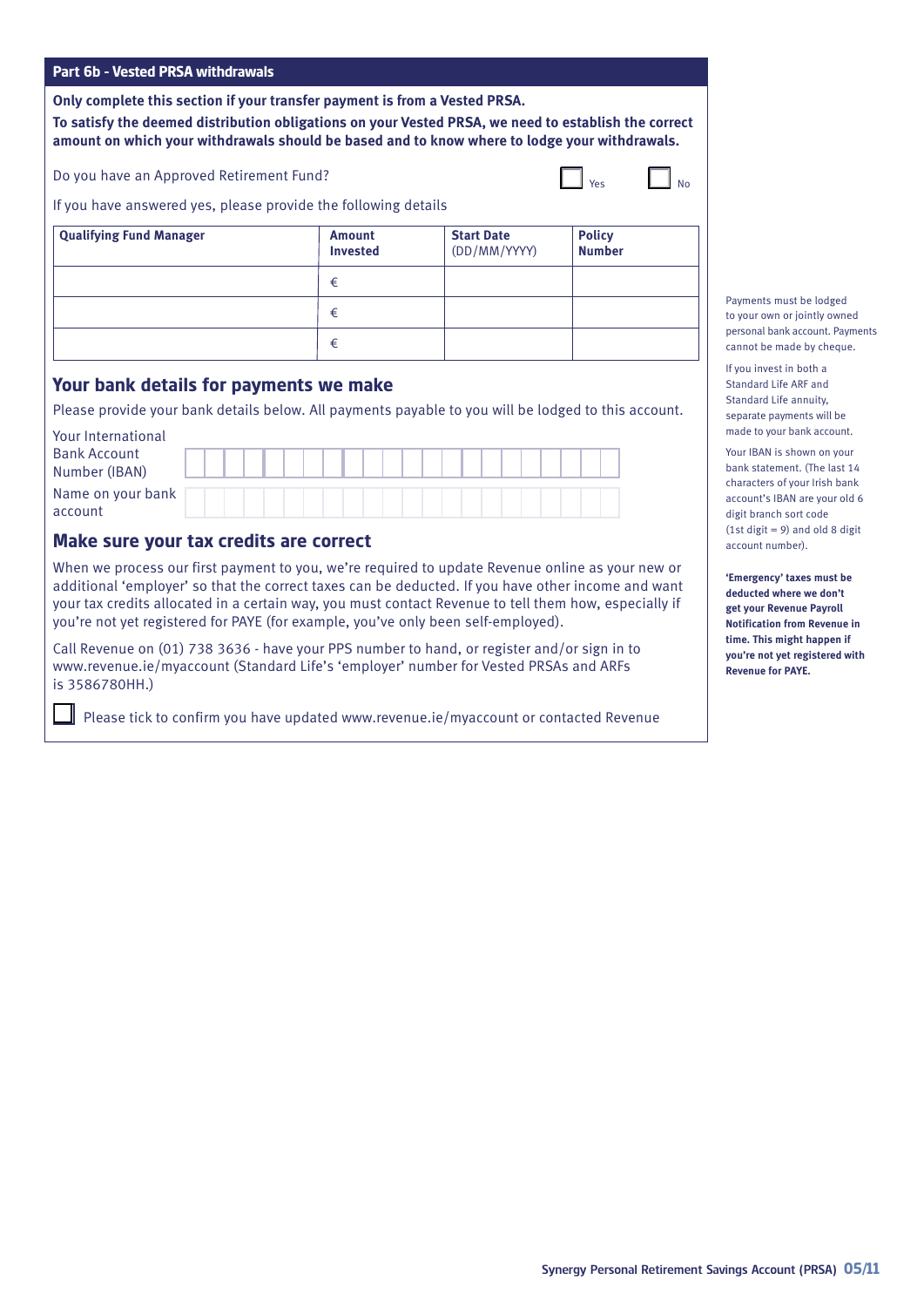## Part 6b - Vested PRSA withdrawals

**Only complete this section if your transfer payment is from a Vested PRSA.**

**To satisfy the deemed distribution obligations on your Vested PRSA, we need to establish the correct amount on which your withdrawals should be based and to know where to lodge your withdrawals.**

Do you have an Approved Retirement Fund? ☐ Yes ☐ No

If you have answered yes, please provide the following details

| **Qualifying Fund Manager** | **Amount Invested** | **Start Date** (DD/MM/YYYY) | **Policy Number** |
|---|---|---|---|
| | € | | |
| | € | | |
| | € | | |

## Your bank details for payments we make

Please provide your bank details below. All payments payable to you will be lodged to this account.

Your International Bank Account Number (IBAN) ______________________

Name on your bank account ______________________

Payments must be lodged to your own or jointly owned personal bank account. Payments cannot be made by cheque.

If you invest in both a Standard Life ARF and Standard Life annuity, separate payments will be made to your bank account.

Your IBAN is shown on your bank statement. (The last 14 characters of your Irish bank account's IBAN are your old 6 digit branch sort code (1st digit = 9) and old 8 digit account number).

## Make sure your tax credits are correct

When we process our first payment to you, we're required to update Revenue online as your new or additional 'employer' so that the correct taxes can be deducted. If you have other income and want your tax credits allocated in a certain way, you must contact Revenue to tell them how, especially if you're not yet registered for PAYE (for example, you've only been self-employed).

Call Revenue on (01) 738 3636 - have your PPS number to hand, or register and/or sign in to www.revenue.ie/myaccount (Standard Life's 'employer' number for Vested PRSAs and ARFs is 3586780HH.)

☐ Please tick to confirm you have updated www.revenue.ie/myaccount or contacted Revenue

**'Emergency' taxes must be deducted where we don't get your Revenue Payroll Notification from Revenue in time. This might happen if you're not yet registered with Revenue for PAYE.**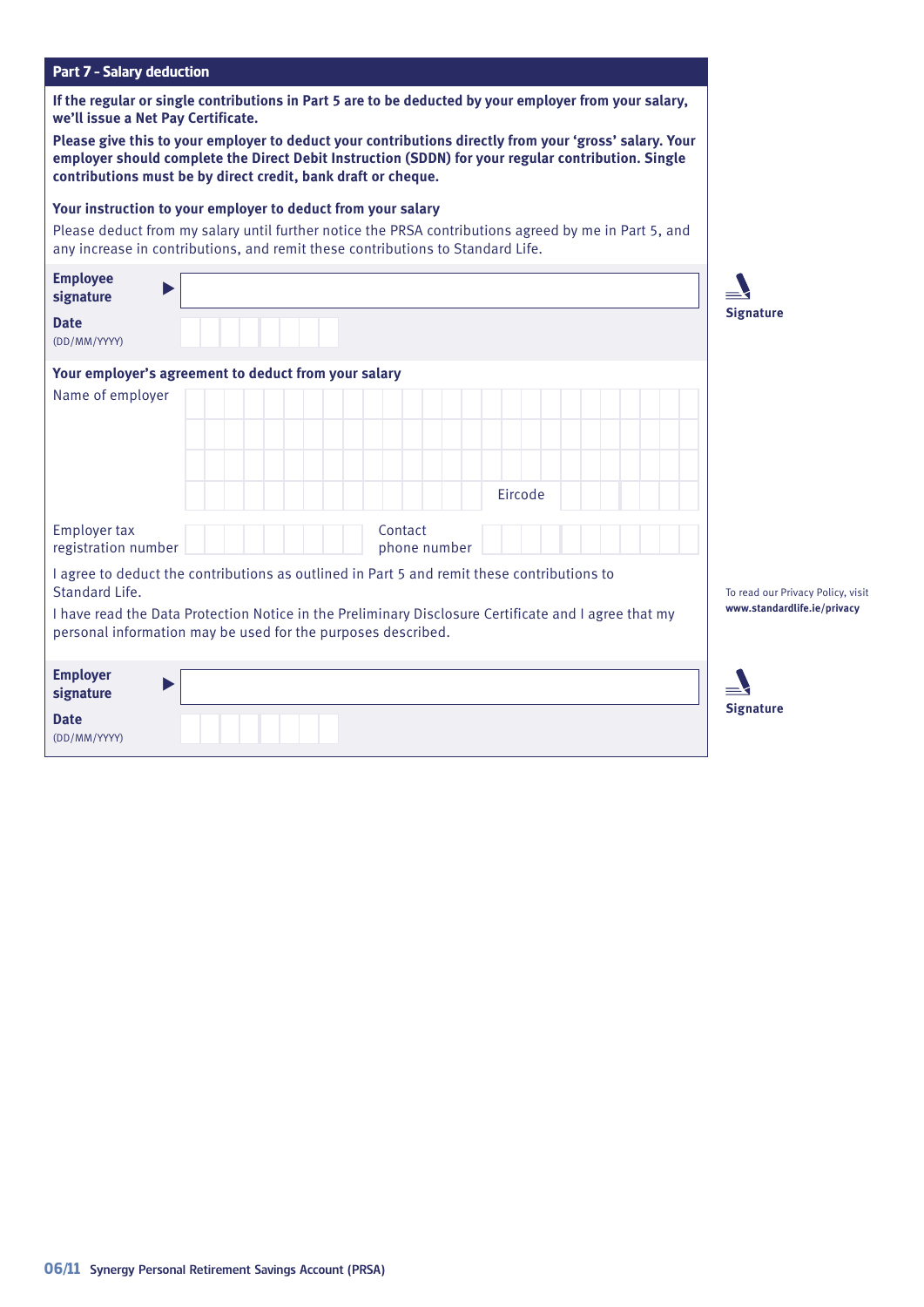## Part 7 - Salary deduction

**If the regular or single contributions in Part 5 are to be deducted by your employer from your salary, we'll issue a Net Pay Certificate.**

**Please give this to your employer to deduct your contributions directly from your 'gross' salary. Your employer should complete the Direct Debit Instruction (SDDN) for your regular contribution. Single contributions must be by direct credit, bank draft or cheque.**

### Your instruction to your employer to deduct from your salary

Please deduct from my salary until further notice the PRSA contributions agreed by me in Part 5, and any increase in contributions, and remit these contributions to Standard Life.

**Employee signature** ▶ 

**Signature**

**Date**
(DD/MM/YYYY)

### Your employer's agreement to deduct from your salary

Name of employer

Eircode

Employer tax registration number

Contact phone number

I agree to deduct the contributions as outlined in Part 5 and remit these contributions to Standard Life.

I have read the Data Protection Notice in the Preliminary Disclosure Certificate and I agree that my personal information may be used for the purposes described.

To read our Privacy Policy, visit **www.standardlife.ie/privacy**

**Employer signature** ▶ 

**Signature**

**Date**
(DD/MM/YYYY)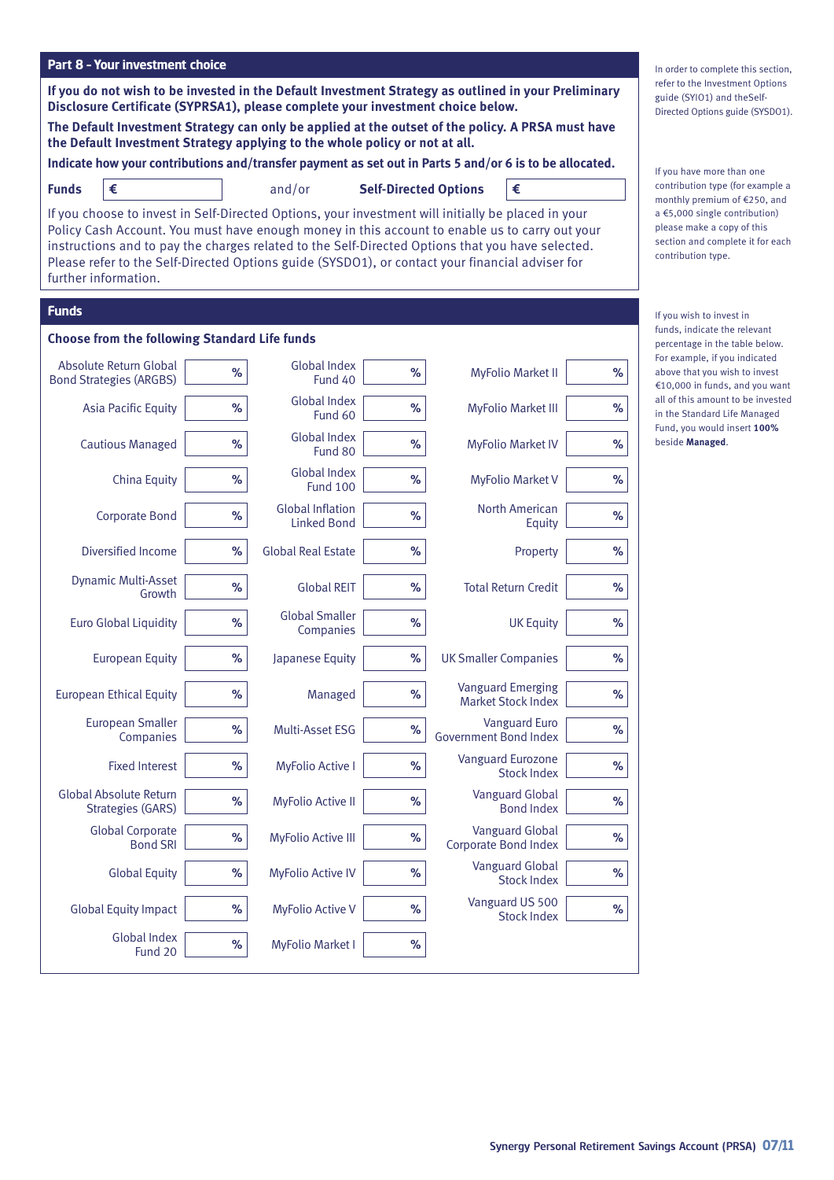## Part 8 - Your investment choice

**If you do not wish to be invested in the Default Investment Strategy as outlined in your Preliminary Disclosure Certificate (SYPRSA1), please complete your investment choice below.**

**The Default Investment Strategy can only be applied at the outset of the policy. A PRSA must have the Default Investment Strategy applying to the whole policy or not at all.**

**Indicate how your contributions and/transfer payment as set out in Parts 5 and/or 6 is to be allocated.**

**Funds** € ______ and/or **Self-Directed Options** € ______

If you choose to invest in Self-Directed Options, your investment will initially be placed in your Policy Cash Account. You must have enough money in this account to enable us to carry out your instructions and to pay the charges related to the Self-Directed Options that you have selected. Please refer to the Self-Directed Options guide (SYSDO1), or contact your financial adviser for further information.

In order to complete this section, refer to the Investment Options guide (SYIO1) and theSelf-Directed Options guide (SYSDO1).

If you have more than one contribution type (for example a monthly premium of €250, and a €5,000 single contribution) please make a copy of this section and complete it for each contribution type.

## Funds

**Choose from the following Standard Life funds**

If you wish to invest in funds, indicate the relevant percentage in the table below. For example, if you indicated above that you wish to invest €10,000 in funds, and you want all of this amount to be invested in the Standard Life Managed Fund, you would insert **100%** beside **Managed**.

| Fund | % | Fund | % | Fund | % |
|---|---|---|---|---|---|
| Absolute Return Global Bond Strategies (ARGBS) | % | Global Index Fund 40 | % | MyFolio Market II | % |
| Asia Pacific Equity | % | Global Index Fund 60 | % | MyFolio Market III | % |
| Cautious Managed | % | Global Index Fund 80 | % | MyFolio Market IV | % |
| China Equity | % | Global Index Fund 100 | % | MyFolio Market V | % |
| Corporate Bond | % | Global Inflation Linked Bond | % | North American Equity | % |
| Diversified Income | % | Global Real Estate | % | Property | % |
| Dynamic Multi-Asset Growth | % | Global REIT | % | Total Return Credit | % |
| Euro Global Liquidity | % | Global Smaller Companies | % | UK Equity | % |
| European Equity | % | Japanese Equity | % | UK Smaller Companies | % |
| European Ethical Equity | % | Managed | % | Vanguard Emerging Market Stock Index | % |
| European Smaller Companies | % | Multi-Asset ESG | % | Vanguard Euro Government Bond Index | % |
| Fixed Interest | % | MyFolio Active I | % | Vanguard Eurozone Stock Index | % |
| Global Absolute Return Strategies (GARS) | % | MyFolio Active II | % | Vanguard Global Bond Index | % |
| Global Corporate Bond SRI | % | MyFolio Active III | % | Vanguard Global Corporate Bond Index | % |
| Global Equity | % | MyFolio Active IV | % | Vanguard Global Stock Index | % |
| Global Equity Impact | % | MyFolio Active V | % | Vanguard US 500 Stock Index | % |
| Global Index Fund 20 | % | MyFolio Market I | % | | |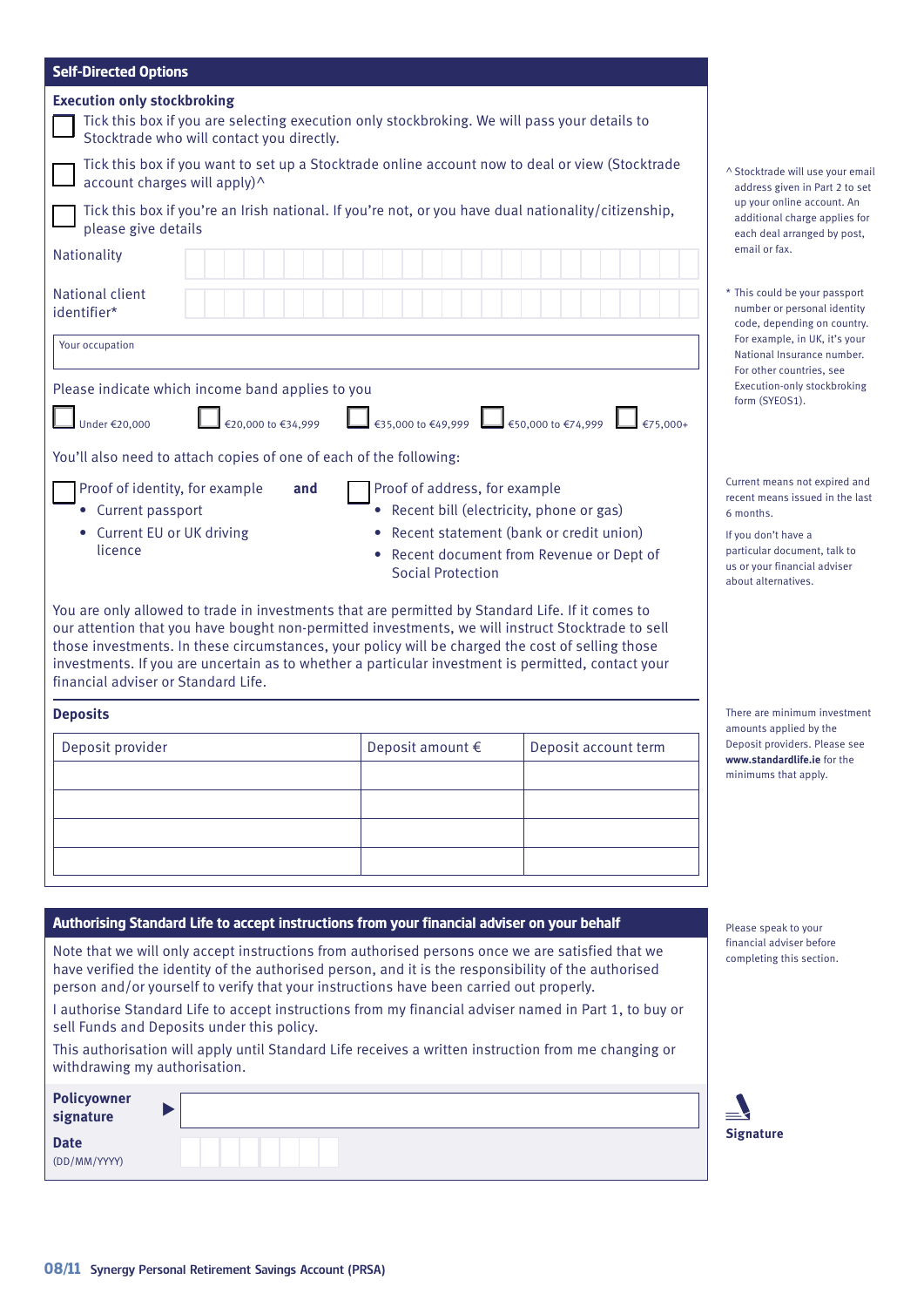## Self-Directed Options

### Execution only stockbroking

☐ Tick this box if you are selecting execution only stockbroking. We will pass your details to Stocktrade who will contact you directly.

☐ Tick this box if you want to set up a Stocktrade online account now to deal or view (Stocktrade account charges will apply)^

☐ Tick this box if you're an Irish national. If you're not, or you have dual nationality/citizenship, please give details

Nationality

National client identifier*

Your occupation

Please indicate which income band applies to you

☐ Under €20,000 ☐ €20,000 to €34,999 ☐ €35,000 to €49,999 ☐ €50,000 to €74,999 ☐ €75,000+

You'll also need to attach copies of one of each of the following:

☐ Proof of identity, for example
- Current passport
- Current EU or UK driving licence

**and**

☐ Proof of address, for example
- Recent bill (electricity, phone or gas)
- Recent statement (bank or credit union)
- Recent document from Revenue or Dept of Social Protection

You are only allowed to trade in investments that are permitted by Standard Life. If it comes to our attention that you have bought non-permitted investments, we will instruct Stocktrade to sell those investments. In these circumstances, your policy will be charged the cost of selling those investments. If you are uncertain as to whether a particular investment is permitted, contact your financial adviser or Standard Life.

^ Stocktrade will use your email address given in Part 2 to set up your online account. An additional charge applies for each deal arranged by post, email or fax.

\* This could be your passport number or personal identity code, depending on country. For example, in UK, it's your National Insurance number. For other countries, see Execution-only stockbroking form (SYEOS1).

Current means not expired and recent means issued in the last 6 months.

If you don't have a particular document, talk to us or your financial adviser about alternatives.

### Deposits

| Deposit provider | Deposit amount € | Deposit account term |
|---|---|---|
| | | |
| | | |
| | | |
| | | |

There are minimum investment amounts applied by the Deposit providers. Please see **www.standardlife.ie** for the minimums that apply.

## Authorising Standard Life to accept instructions from your financial adviser on your behalf

Note that we will only accept instructions from authorised persons once we are satisfied that we have verified the identity of the authorised person, and it is the responsibility of the authorised person and/or yourself to verify that your instructions have been carried out properly.

I authorise Standard Life to accept instructions from my financial adviser named in Part 1, to buy or sell Funds and Deposits under this policy.

This authorisation will apply until Standard Life receives a written instruction from me changing or withdrawing my authorisation.

Please speak to your financial adviser before completing this section.

**Policyowner signature** ▶

**Date** (DD/MM/YYYY)

**Signature**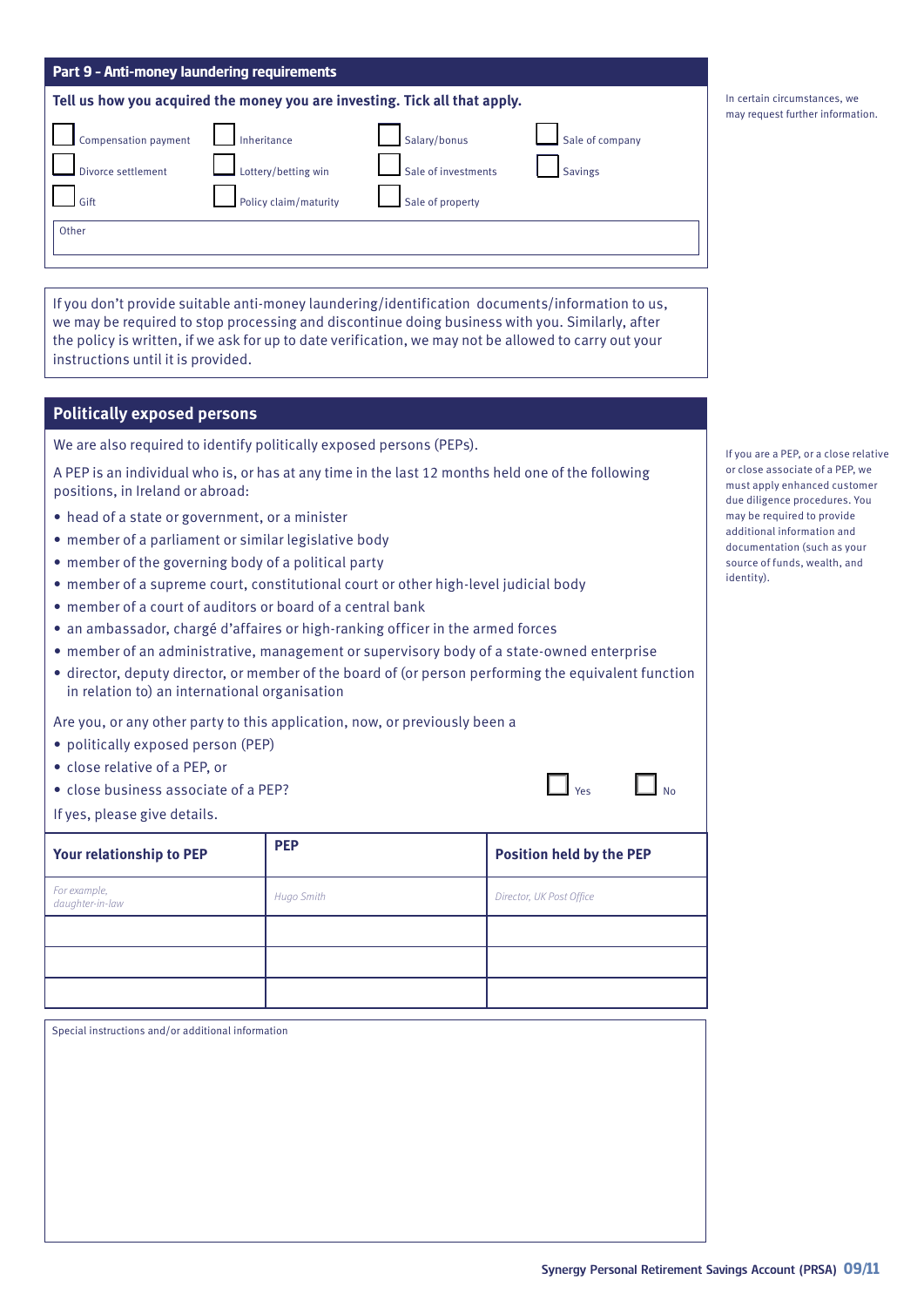## Part 9 - Anti-money laundering requirements

**Tell us how you acquired the money you are investing. Tick all that apply.**

In certain circumstances, we may request further information.

- ☐ Compensation payment
- ☐ Inheritance
- ☐ Salary/bonus
- ☐ Sale of company
- ☐ Divorce settlement
- ☐ Lottery/betting win
- ☐ Sale of investments
- ☐ Savings
- ☐ Gift
- ☐ Policy claim/maturity
- ☐ Sale of property

Other

If you don't provide suitable anti-money laundering/identification documents/information to us, we may be required to stop processing and discontinue doing business with you. Similarly, after the policy is written, if we ask for up to date verification, we may not be allowed to carry out your instructions until it is provided.

## Politically exposed persons

We are also required to identify politically exposed persons (PEPs).

A PEP is an individual who is, or has at any time in the last 12 months held one of the following positions, in Ireland or abroad:

- head of a state or government, or a minister
- member of a parliament or similar legislative body
- member of the governing body of a political party
- member of a supreme court, constitutional court or other high-level judicial body
- member of a court of auditors or board of a central bank
- an ambassador, chargé d'affaires or high-ranking officer in the armed forces
- member of an administrative, management or supervisory body of a state-owned enterprise
- director, deputy director, or member of the board of (or person performing the equivalent function in relation to) an international organisation

If you are a PEP, or a close relative or close associate of a PEP, we must apply enhanced customer due diligence procedures. You may be required to provide additional information and documentation (such as your source of funds, wealth, and identity).

Are you, or any other party to this application, now, or previously been a

- politically exposed person (PEP)
- close relative of a PEP, or
- close business associate of a PEP?

☐ Yes ☐ No

If yes, please give details.

| Your relationship to PEP | PEP | Position held by the PEP |
|---|---|---|
| *For example, daughter-in-law* | *Hugo Smith* | *Director, UK Post Office* |
| | | |
| | | |
| | | |

Special instructions and/or additional information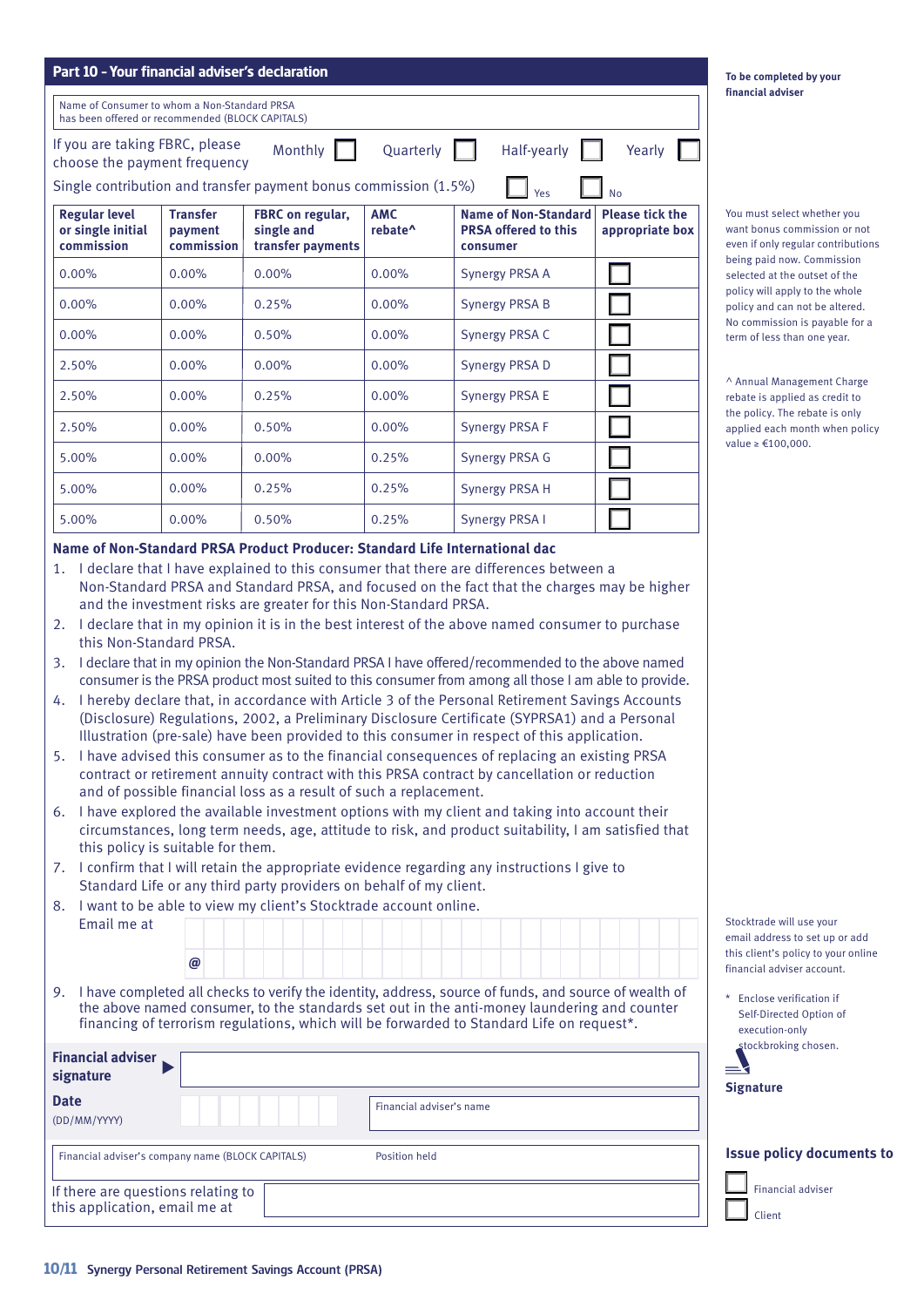## Part 10 - Your financial adviser's declaration

**To be completed by your financial adviser**

Name of Consumer to whom a Non-Standard PRSA has been offered or recommended (BLOCK CAPITALS)

If you are taking FBRC, please choose the payment frequency   Monthly ☐   Quarterly ☐   Half-yearly ☐   Yearly ☐

Single contribution and transfer payment bonus commission (1.5%)   ☐ Yes   ☐ No

You must select whether you want bonus commission or not even if only regular contributions being paid now. Commission selected at the outset of the policy will apply to the whole policy and can not be altered. No commission is payable for a term of less than one year.

| Regular level or single initial commission | Transfer payment commission | FBRC on regular, single and transfer payments | AMC rebate^ | Name of Non-Standard PRSA offered to this consumer | Please tick the appropriate box |
|---|---|---|---|---|---|
| 0.00% | 0.00% | 0.00% | 0.00% | Synergy PRSA A | ☐ |
| 0.00% | 0.00% | 0.25% | 0.00% | Synergy PRSA B | ☐ |
| 0.00% | 0.00% | 0.50% | 0.00% | Synergy PRSA C | ☐ |
| 2.50% | 0.00% | 0.00% | 0.00% | Synergy PRSA D | ☐ |
| 2.50% | 0.00% | 0.25% | 0.00% | Synergy PRSA E | ☐ |
| 2.50% | 0.00% | 0.50% | 0.00% | Synergy PRSA F | ☐ |
| 5.00% | 0.00% | 0.00% | 0.25% | Synergy PRSA G | ☐ |
| 5.00% | 0.00% | 0.25% | 0.25% | Synergy PRSA H | ☐ |
| 5.00% | 0.00% | 0.50% | 0.25% | Synergy PRSA I | ☐ |

^ Annual Management Charge rebate is applied as credit to the policy. The rebate is only applied each month when policy value ≥ €100,000.

**Name of Non-Standard PRSA Product Producer: Standard Life International dac**

1. I declare that I have explained to this consumer that there are differences between a Non-Standard PRSA and Standard PRSA, and focused on the fact that the charges may be higher and the investment risks are greater for this Non-Standard PRSA.
2. I declare that in my opinion it is in the best interest of the above named consumer to purchase this Non-Standard PRSA.
3. I declare that in my opinion the Non-Standard PRSA I have offered/recommended to the above named consumer is the PRSA product most suited to this consumer from among all those I am able to provide.
4. I hereby declare that, in accordance with Article 3 of the Personal Retirement Savings Accounts (Disclosure) Regulations, 2002, a Preliminary Disclosure Certificate (SYPRSA1) and a Personal Illustration (pre-sale) have been provided to this consumer in respect of this application.
5. I have advised this consumer as to the financial consequences of replacing an existing PRSA contract or retirement annuity contract with this PRSA contract by cancellation or reduction and of possible financial loss as a result of such a replacement.
6. I have explored the available investment options with my client and taking into account their circumstances, long term needs, age, attitude to risk, and product suitability, I am satisfied that this policy is suitable for them.
7. I confirm that I will retain the appropriate evidence regarding any instructions I give to Standard Life or any third party providers on behalf of my client.
8. I want to be able to view my client's Stocktrade account online.
   Email me at ______________________ @ ______________________

   Stocktrade will use your email address to set up or add this client's policy to your online financial adviser account.
9. I have completed all checks to verify the identity, address, source of funds, and source of wealth of the above named consumer, to the standards set out in the anti-money laundering and counter financing of terrorism regulations, which will be forwarded to Standard Life on request*.

\* Enclose verification if Self-Directed Option of execution-only stockbroking chosen.

**Financial adviser signature** ▶ ______________________

**Signature**

**Date** (DD/MM/YYYY) ______________________   Financial adviser's name ______________________

Financial adviser's company name (BLOCK CAPITALS) ______________________   Position held ______________________

If there are questions relating to this application, email me at ______________________

**Issue policy documents to**

☐ Financial adviser

☐ Client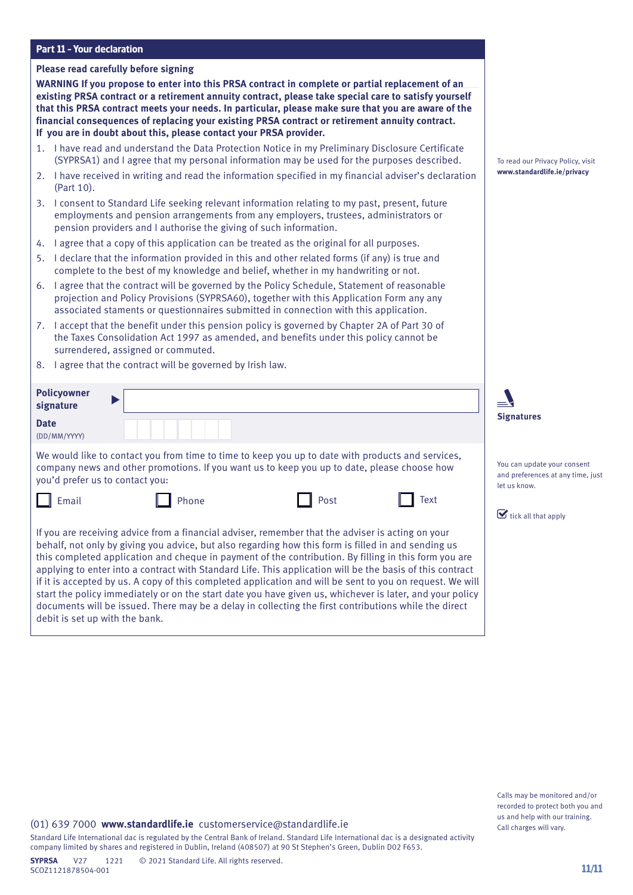## Part 11 - Your declaration

**Please read carefully before signing**

**WARNING If you propose to enter into this PRSA contract in complete or partial replacement of an existing PRSA contract or a retirement annuity contract, please take special care to satisfy yourself that this PRSA contract meets your needs. In particular, please make sure that you are aware of the financial consequences of replacing your existing PRSA contract or retirement annuity contract. If you are in doubt about this, please contact your PRSA provider.**

1. I have read and understand the Data Protection Notice in my Preliminary Disclosure Certificate (SYPRSA1) and I agree that my personal information may be used for the purposes described.
2. I have received in writing and read the information specified in my financial adviser's declaration (Part 10).
3. I consent to Standard Life seeking relevant information relating to my past, present, future employments and pension arrangements from any employers, trustees, administrators or pension providers and I authorise the giving of such information.
4. I agree that a copy of this application can be treated as the original for all purposes.
5. I declare that the information provided in this and other related forms (if any) is true and complete to the best of my knowledge and belief, whether in my handwriting or not.
6. I agree that the contract will be governed by the Policy Schedule, Statement of reasonable projection and Policy Provisions (SYPRSA60), together with this Application Form any any associated staments or questionnaires submitted in connection with this application.
7. I accept that the benefit under this pension policy is governed by Chapter 2A of Part 30 of the Taxes Consolidation Act 1997 as amended, and benefits under this policy cannot be surrendered, assigned or commuted.
8. I agree that the contract will be governed by Irish law.

To read our Privacy Policy, visit **www.standardlife.ie/privacy**

**Signatures**

**Policyowner signature** ▶ \_\_\_\_\_\_\_\_\_\_\_\_\_\_\_\_\_\_\_\_

**Date** (DD/MM/YYYY) \_\_ \_\_ / \_\_ \_\_ / \_\_ \_\_ \_\_ \_\_

We would like to contact you from time to time to keep you up to date with products and services, company news and other promotions. If you want us to keep you up to date, please choose how you'd prefer us to contact you:

☐ Email ☐ Phone ☐ Post ☐ Text

You can update your consent and preferences at any time, just let us know.

☑ tick all that apply

If you are receiving advice from a financial adviser, remember that the adviser is acting on your behalf, not only by giving you advice, but also regarding how this form is filled in and sending us this completed application and cheque in payment of the contribution. By filling in this form you are applying to enter into a contract with Standard Life. This application will be the basis of this contract if it is accepted by us. A copy of this completed application and will be sent to you on request. We will start the policy immediately or on the start date you have given us, whichever is later, and your policy documents will be issued. There may be a delay in collecting the first contributions while the direct debit is set up with the bank.

(01) 639 7000 **www.standardlife.ie** customerservice@standardlife.ie

Calls may be monitored and/or recorded to protect both you and us and help with our training. Call charges will vary.

Standard Life International dac is regulated by the Central Bank of Ireland. Standard Life International dac is a designated activity company limited by shares and registered in Dublin, Ireland (408507) at 90 St Stephen's Green, Dublin D02 F653.

**SYPRSA** V27 1221 © 2021 Standard Life. All rights reserved.
SCOZ1121878504-001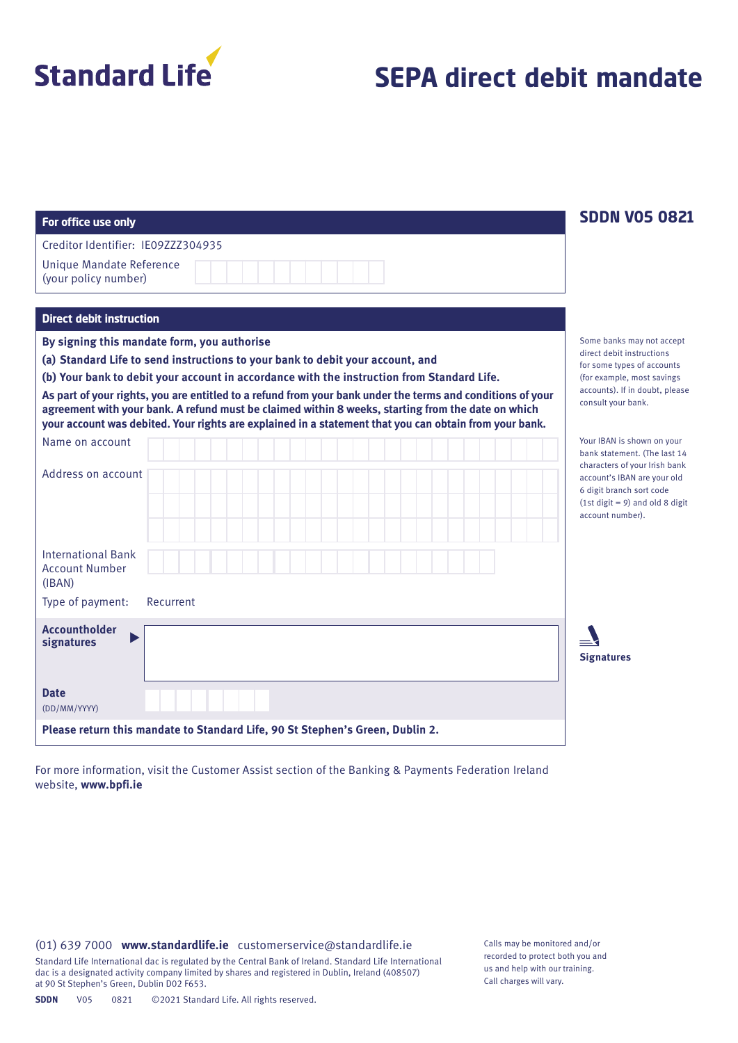# Standard Life

# SEPA direct debit mandate

**SDDN V05 0821**

## For office use only

Creditor Identifier: IE09ZZZ304935

Unique Mandate Reference (your policy number)

## Direct debit instruction

**By signing this mandate form, you authorise**

**(a) Standard Life to send instructions to your bank to debit your account, and**

**(b) Your bank to debit your account in accordance with the instruction from Standard Life.**

**As part of your rights, you are entitled to a refund from your bank under the terms and conditions of your agreement with your bank. A refund must be claimed within 8 weeks, starting from the date on which your account was debited. Your rights are explained in a statement that you can obtain from your bank.**

Some banks may not accept direct debit instructions for some types of accounts (for example, most savings accounts). If in doubt, please consult your bank.

Name on account

Address on account

International Bank Account Number (IBAN)

Your IBAN is shown on your bank statement. (The last 14 characters of your Irish bank account's IBAN are your old 6 digit branch sort code (1st digit = 9) and old 8 digit account number).

Type of payment: Recurrent

**Accountholder signatures** ▶

**Signatures**

**Date**
(DD/MM/YYYY)

**Please return this mandate to Standard Life, 90 St Stephen's Green, Dublin 2.**

For more information, visit the Customer Assist section of the Banking & Payments Federation Ireland website, **www.bpfi.ie**

(01) 639 7000 **www.standardlife.ie** customerservice@standardlife.ie

Standard Life International dac is regulated by the Central Bank of Ireland. Standard Life International dac is a designated activity company limited by shares and registered in Dublin, Ireland (408507) at 90 St Stephen's Green, Dublin D02 F653.

Calls may be monitored and/or recorded to protect both you and us and help with our training. Call charges will vary.

**SDDN** V05 0821 ©2021 Standard Life. All rights reserved.